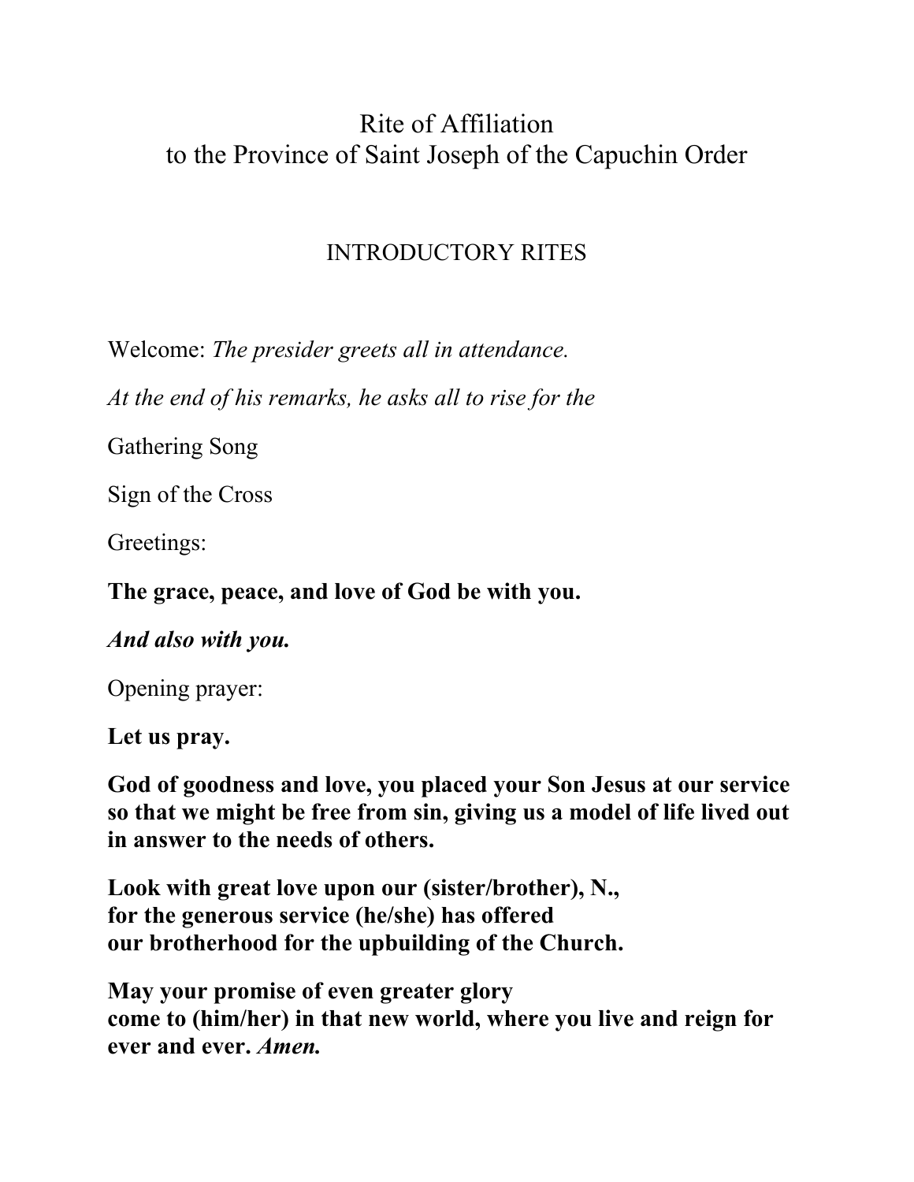# Rite of Affiliation
# to the Province of Saint Joseph of the Capuchin Order

## INTRODUCTORY RITES

Welcome: *The presider greets all in attendance.*

*At the end of his remarks, he asks all to rise for the*

Gathering Song

Sign of the Cross

Greetings:

**The grace, peace, and love of God be with you.**

***And also with you.***

Opening prayer:

**Let us pray.**

**God of goodness and love, you placed your Son Jesus at our service so that we might be free from sin, giving us a model of life lived out in answer to the needs of others.**

**Look with great love upon our (sister/brother), N.,**
**for the generous service (he/she) has offered**
**our brotherhood for the upbuilding of the Church.**

**May your promise of even greater glory**
**come to (him/her) in that new world, where you live and reign for ever and ever.** ***Amen.***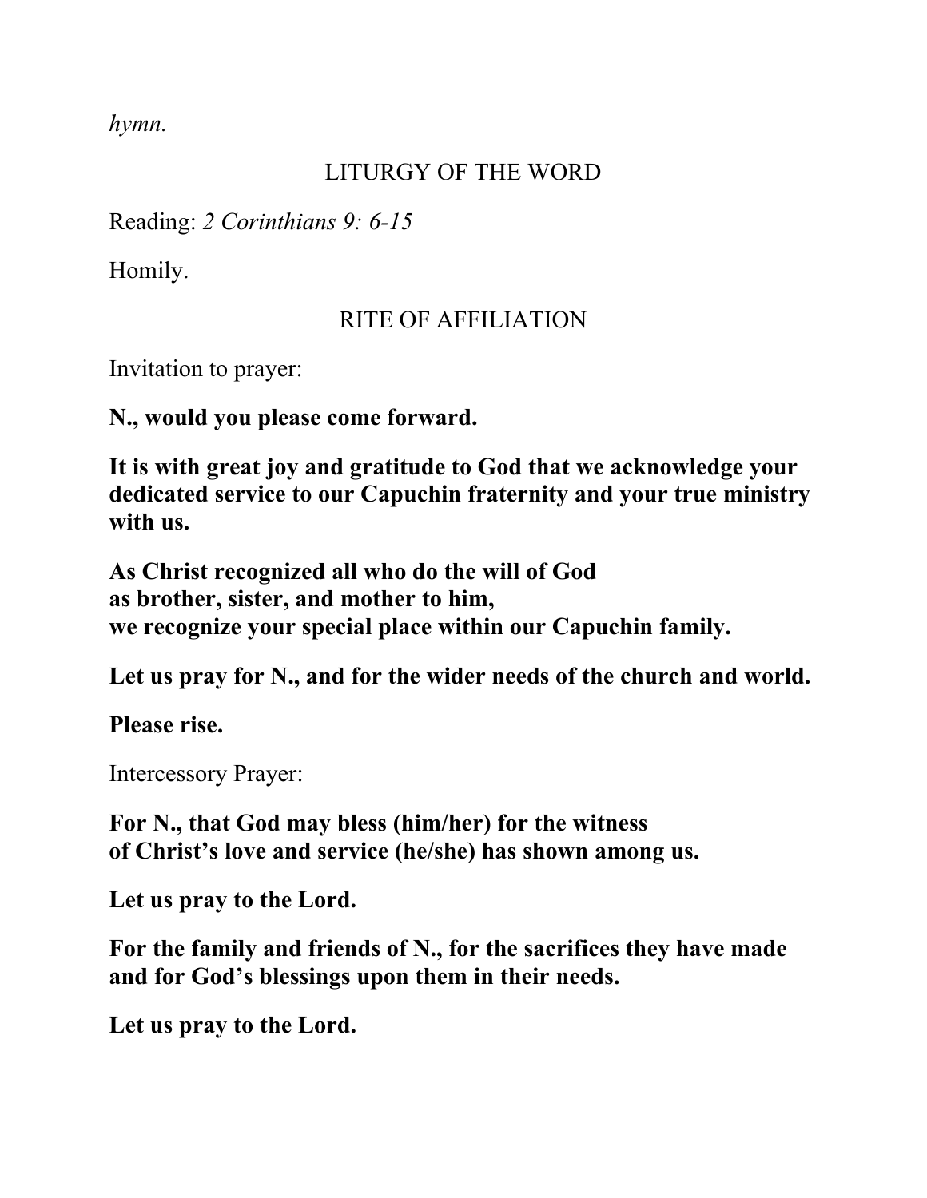*hymn.*

## LITURGY OF THE WORD

Reading: *2 Corinthians 9: 6-15*

Homily.

## RITE OF AFFILIATION

Invitation to prayer:

**N., would you please come forward.**

**It is with great joy and gratitude to God that we acknowledge your dedicated service to our Capuchin fraternity and your true ministry with us.**

**As Christ recognized all who do the will of God**
**as brother, sister, and mother to him,**
**we recognize your special place within our Capuchin family.**

**Let us pray for N., and for the wider needs of the church and world.**

**Please rise.**

Intercessory Prayer:

**For N., that God may bless (him/her) for the witness**
**of Christ's love and service (he/she) has shown among us.**

**Let us pray to the Lord.**

**For the family and friends of N., for the sacrifices they have made and for God's blessings upon them in their needs.**

**Let us pray to the Lord.**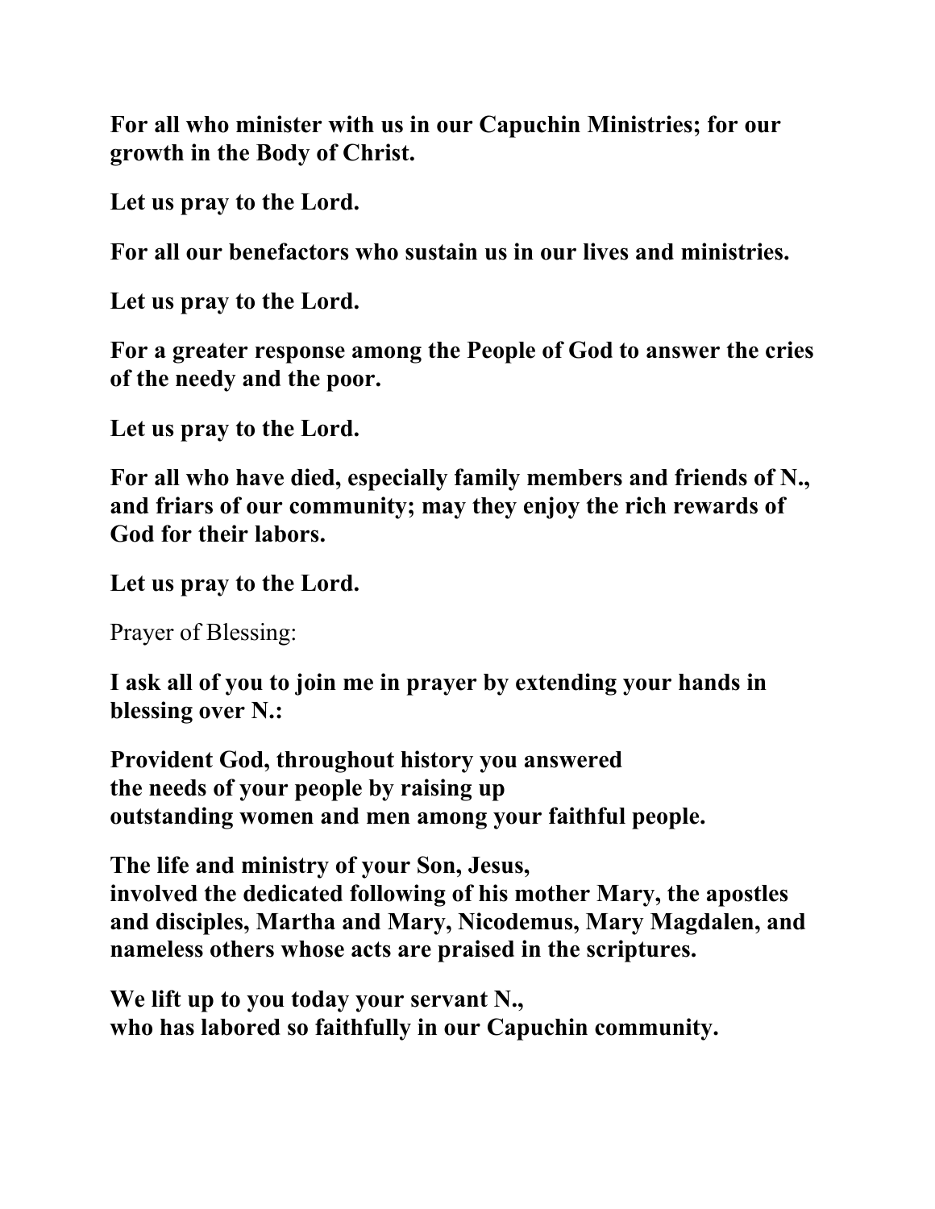**For all who minister with us in our Capuchin Ministries; for our growth in the Body of Christ.**

**Let us pray to the Lord.**

**For all our benefactors who sustain us in our lives and ministries.**

**Let us pray to the Lord.**

**For a greater response among the People of God to answer the cries of the needy and the poor.**

**Let us pray to the Lord.**

**For all who have died, especially family members and friends of N., and friars of our community; may they enjoy the rich rewards of God for their labors.**

**Let us pray to the Lord.**

Prayer of Blessing:

**I ask all of you to join me in prayer by extending your hands in blessing over N.:**

**Provident God, throughout history you answered**
**the needs of your people by raising up**
**outstanding women and men among your faithful people.**

**The life and ministry of your Son, Jesus,**
**involved the dedicated following of his mother Mary, the apostles and disciples, Martha and Mary, Nicodemus, Mary Magdalen, and nameless others whose acts are praised in the scriptures.**

**We lift up to you today your servant N.,**
**who has labored so faithfully in our Capuchin community.**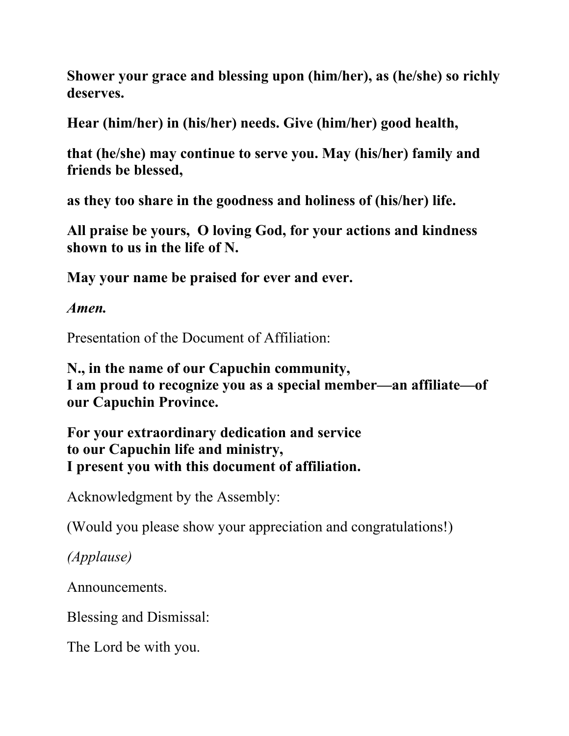**Shower your grace and blessing upon (him/her), as (he/she) so richly deserves.**

**Hear (him/her) in (his/her) needs. Give (him/her) good health,**

**that (he/she) may continue to serve you. May (his/her) family and friends be blessed,**

**as they too share in the goodness and holiness of (his/her) life.**

**All praise be yours, O loving God, for your actions and kindness shown to us in the life of N.**

**May your name be praised for ever and ever.**

***Amen.***

Presentation of the Document of Affiliation:

**N., in the name of our Capuchin community,**
**I am proud to recognize you as a special member—an affiliate—of our Capuchin Province.**

**For your extraordinary dedication and service**
**to our Capuchin life and ministry,**
**I present you with this document of affiliation.**

Acknowledgment by the Assembly:

(Would you please show your appreciation and congratulations!)

*(Applause)*

Announcements.

Blessing and Dismissal:

The Lord be with you.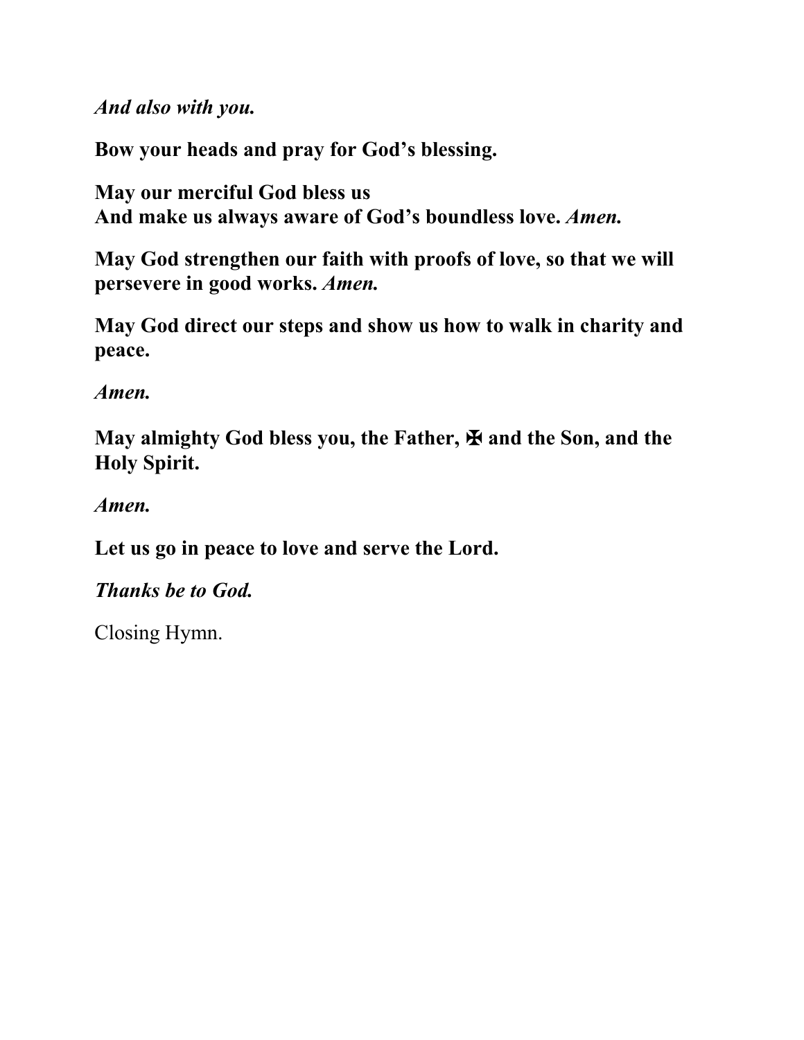*And also with you.*

**Bow your heads and pray for God's blessing.**

**May our merciful God bless us**
**And make us always aware of God's boundless love.** ***Amen.***

**May God strengthen our faith with proofs of love, so that we will persevere in good works.** ***Amen.***

**May God direct our steps and show us how to walk in charity and peace.**

***Amen.***

**May almighty God bless you, the Father, ✠ and the Son, and the Holy Spirit.**

***Amen.***

**Let us go in peace to love and serve the Lord.**

***Thanks be to God.***

Closing Hymn.